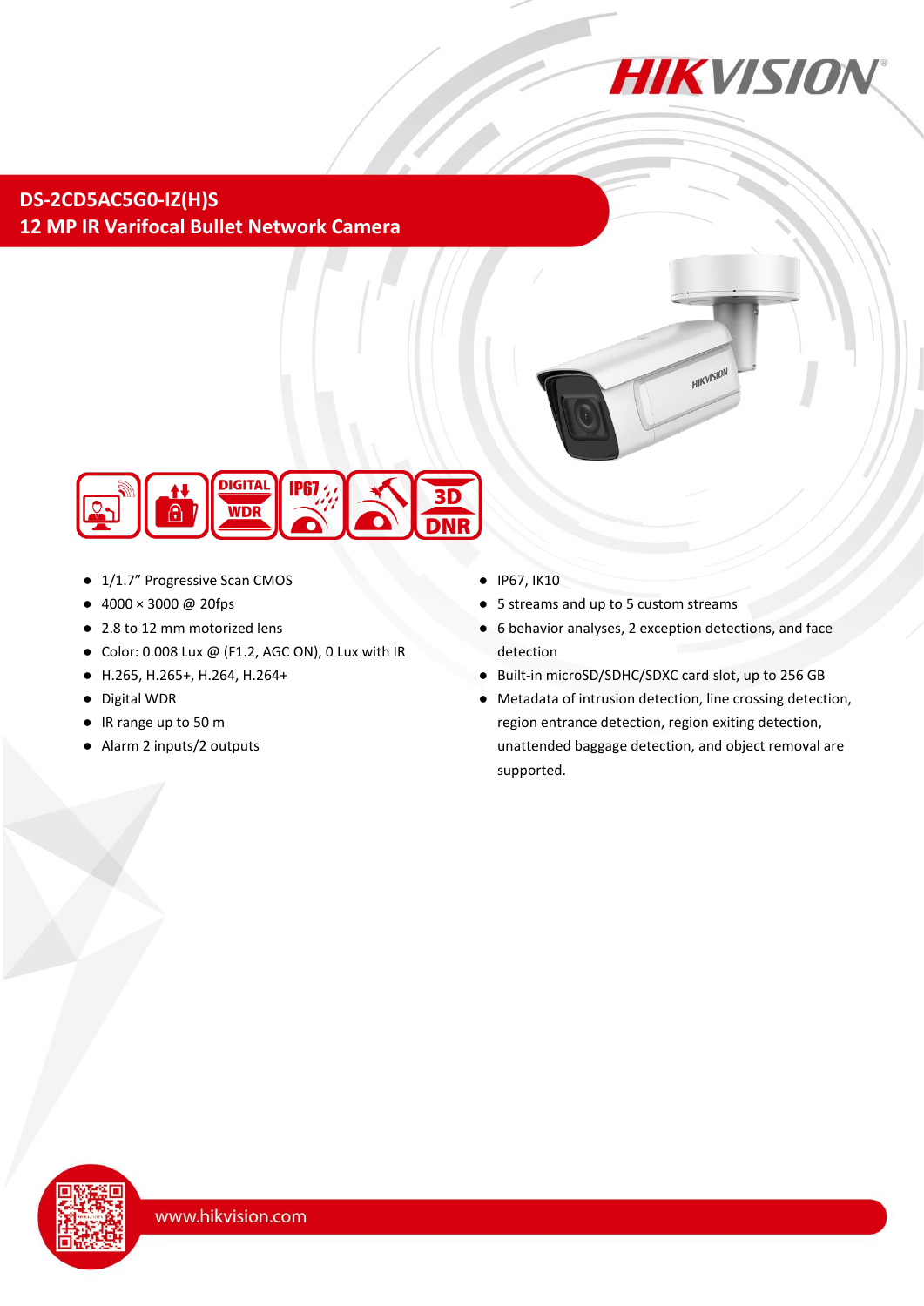# DS-2CD5AC5G0-IZ(H)S

## 12 MP IR Varifocal Bullet Network Camera

- 1/1.7" Progressive Scan CMOS
- 4000 × 3000 @ 20fps
- 2.8 to 12 mm motorized lens
- Color: 0.008 Lux @ (F1.2, AGC ON), 0 Lux with IR
- H.265, H.265+, H.264, H.264+
- Digital WDR
- IR range up to 50 m
- Alarm 2 inputs/2 outputs
- IP67, IK10
- 5 streams and up to 5 custom streams
- 6 behavior analyses, 2 exception detections, and face detection
- Built-in microSD/SDHC/SDXC card slot, up to 256 GB
- Metadata of intrusion detection, line crossing detection, region entrance detection, region exiting detection, unattended baggage detection, and object removal are supported.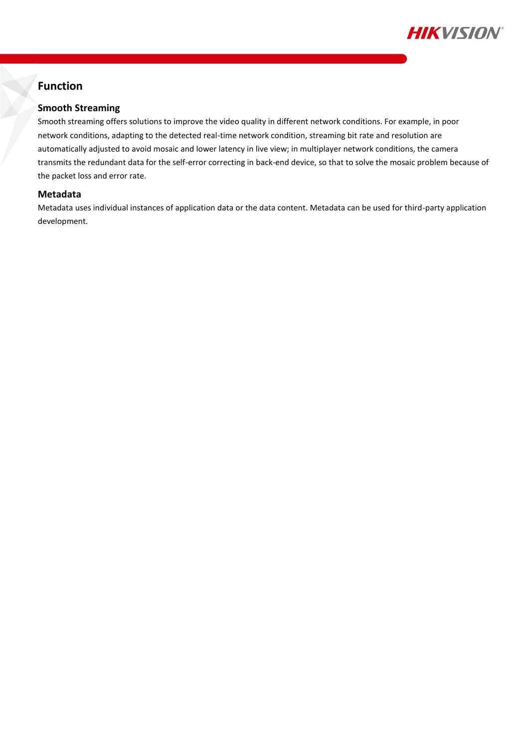## Function

### Smooth Streaming

Smooth streaming offers solutions to improve the video quality in different network conditions. For example, in poor network conditions, adapting to the detected real-time network condition, streaming bit rate and resolution are automatically adjusted to avoid mosaic and lower latency in live view; in multiplayer network conditions, the camera transmits the redundant data for the self-error correcting in back-end device, so that to solve the mosaic problem because of the packet loss and error rate.

### Metadata

Metadata uses individual instances of application data or the data content. Metadata can be used for third-party application development.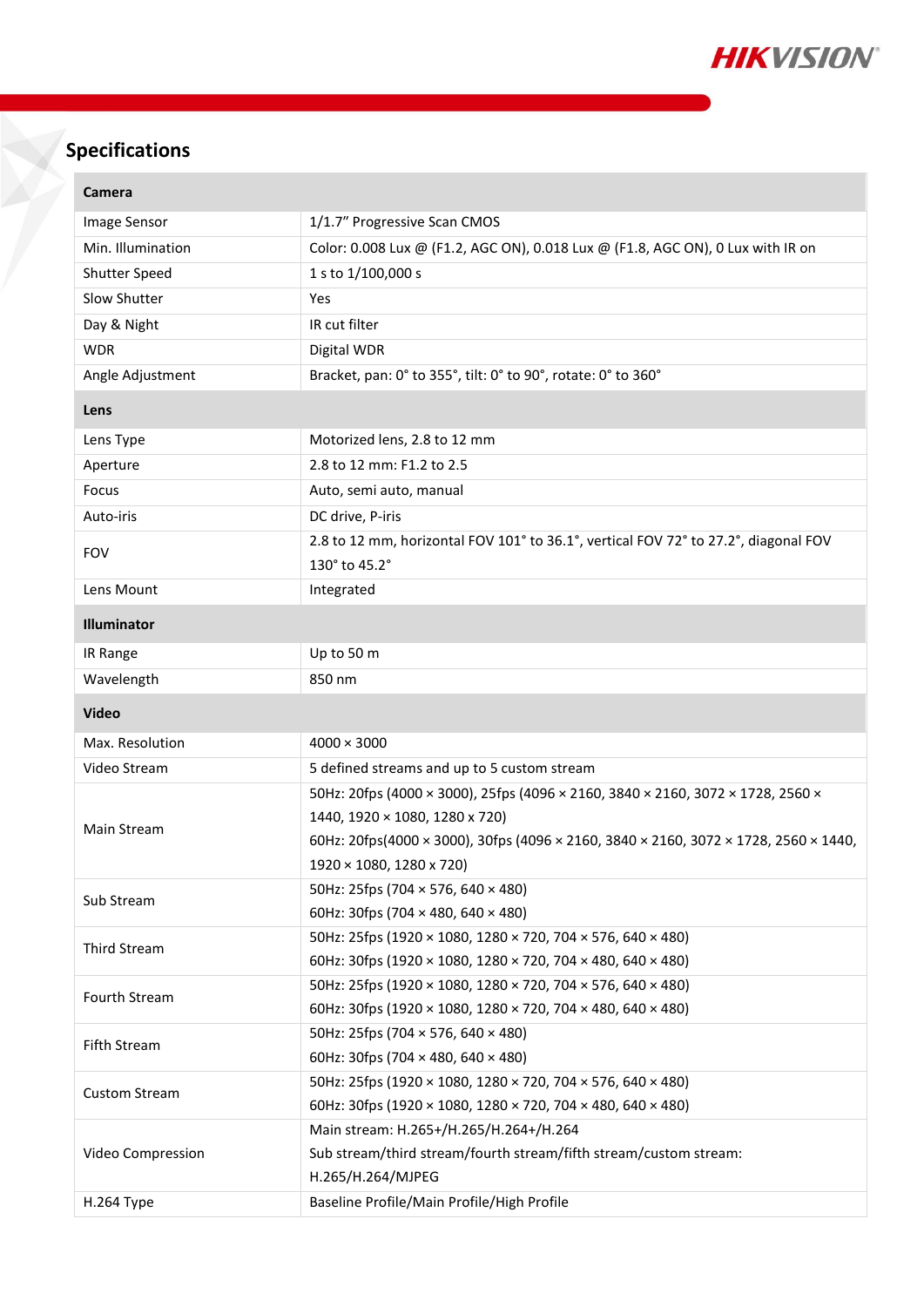## Specifications

| **Camera** | |
|---|---|
| Image Sensor | 1/1.7" Progressive Scan CMOS |
| Min. Illumination | Color: 0.008 Lux @ (F1.2, AGC ON), 0.018 Lux @ (F1.8, AGC ON), 0 Lux with IR on |
| Shutter Speed | 1 s to 1/100,000 s |
| Slow Shutter | Yes |
| Day & Night | IR cut filter |
| WDR | Digital WDR |
| Angle Adjustment | Bracket, pan: 0° to 355°, tilt: 0° to 90°, rotate: 0° to 360° |
| **Lens** | |
| Lens Type | Motorized lens, 2.8 to 12 mm |
| Aperture | 2.8 to 12 mm: F1.2 to 2.5 |
| Focus | Auto, semi auto, manual |
| Auto-iris | DC drive, P-iris |
| FOV | 2.8 to 12 mm, horizontal FOV 101° to 36.1°, vertical FOV 72° to 27.2°, diagonal FOV 130° to 45.2° |
| Lens Mount | Integrated |
| **Illuminator** | |
| IR Range | Up to 50 m |
| Wavelength | 850 nm |
| **Video** | |
| Max. Resolution | 4000 × 3000 |
| Video Stream | 5 defined streams and up to 5 custom stream |
| Main Stream | 50Hz: 20fps (4000 × 3000), 25fps (4096 × 2160, 3840 × 2160, 3072 × 1728, 2560 × 1440, 1920 × 1080, 1280 x 720)<br>60Hz: 20fps(4000 × 3000), 30fps (4096 × 2160, 3840 × 2160, 3072 × 1728, 2560 × 1440, 1920 × 1080, 1280 x 720) |
| Sub Stream | 50Hz: 25fps (704 × 576, 640 × 480)<br>60Hz: 30fps (704 × 480, 640 × 480) |
| Third Stream | 50Hz: 25fps (1920 × 1080, 1280 × 720, 704 × 576, 640 × 480)<br>60Hz: 30fps (1920 × 1080, 1280 × 720, 704 × 480, 640 × 480) |
| Fourth Stream | 50Hz: 25fps (1920 × 1080, 1280 × 720, 704 × 576, 640 × 480)<br>60Hz: 30fps (1920 × 1080, 1280 × 720, 704 × 480, 640 × 480) |
| Fifth Stream | 50Hz: 25fps (704 × 576, 640 × 480)<br>60Hz: 30fps (704 × 480, 640 × 480) |
| Custom Stream | 50Hz: 25fps (1920 × 1080, 1280 × 720, 704 × 576, 640 × 480)<br>60Hz: 30fps (1920 × 1080, 1280 × 720, 704 × 480, 640 × 480) |
| Video Compression | Main stream: H.265+/H.265/H.264+/H.264<br>Sub stream/third stream/fourth stream/fifth stream/custom stream: H.265/H.264/MJPEG |
| H.264 Type | Baseline Profile/Main Profile/High Profile |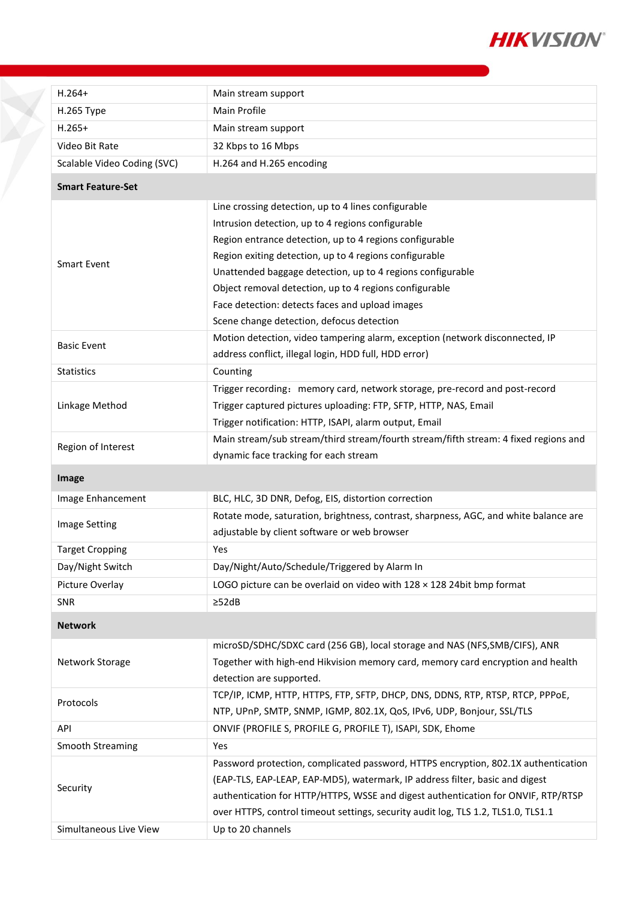| | |
|---|---|
| H.264+ | Main stream support |
| H.265 Type | Main Profile |
| H.265+ | Main stream support |
| Video Bit Rate | 32 Kbps to 16 Mbps |
| Scalable Video Coding (SVC) | H.264 and H.265 encoding |
| **Smart Feature-Set** | |
| Smart Event | Line crossing detection, up to 4 lines configurable<br>Intrusion detection, up to 4 regions configurable<br>Region entrance detection, up to 4 regions configurable<br>Region exiting detection, up to 4 regions configurable<br>Unattended baggage detection, up to 4 regions configurable<br>Object removal detection, up to 4 regions configurable<br>Face detection: detects faces and upload images<br>Scene change detection, defocus detection |
| Basic Event | Motion detection, video tampering alarm, exception (network disconnected, IP address conflict, illegal login, HDD full, HDD error) |
| Statistics | Counting |
| Linkage Method | Trigger recording： memory card, network storage, pre-record and post-record<br>Trigger captured pictures uploading: FTP, SFTP, HTTP, NAS, Email<br>Trigger notification: HTTP, ISAPI, alarm output, Email |
| Region of Interest | Main stream/sub stream/third stream/fourth stream/fifth stream: 4 fixed regions and dynamic face tracking for each stream |
| **Image** | |
| Image Enhancement | BLC, HLC, 3D DNR, Defog, EIS, distortion correction |
| Image Setting | Rotate mode, saturation, brightness, contrast, sharpness, AGC, and white balance are adjustable by client software or web browser |
| Target Cropping | Yes |
| Day/Night Switch | Day/Night/Auto/Schedule/Triggered by Alarm In |
| Picture Overlay | LOGO picture can be overlaid on video with 128 × 128 24bit bmp format |
| SNR | ≥52dB |
| **Network** | |
| Network Storage | microSD/SDHC/SDXC card (256 GB), local storage and NAS (NFS,SMB/CIFS), ANR<br>Together with high-end Hikvision memory card, memory card encryption and health detection are supported. |
| Protocols | TCP/IP, ICMP, HTTP, HTTPS, FTP, SFTP, DHCP, DNS, DDNS, RTP, RTSP, RTCP, PPPoE, NTP, UPnP, SMTP, SNMP, IGMP, 802.1X, QoS, IPv6, UDP, Bonjour, SSL/TLS |
| API | ONVIF (PROFILE S, PROFILE G, PROFILE T), ISAPI, SDK, Ehome |
| Smooth Streaming | Yes |
| Security | Password protection, complicated password, HTTPS encryption, 802.1X authentication (EAP-TLS, EAP-LEAP, EAP-MD5), watermark, IP address filter, basic and digest authentication for HTTP/HTTPS, WSSE and digest authentication for ONVIF, RTP/RTSP over HTTPS, control timeout settings, security audit log, TLS 1.2, TLS1.0, TLS1.1 |
| Simultaneous Live View | Up to 20 channels |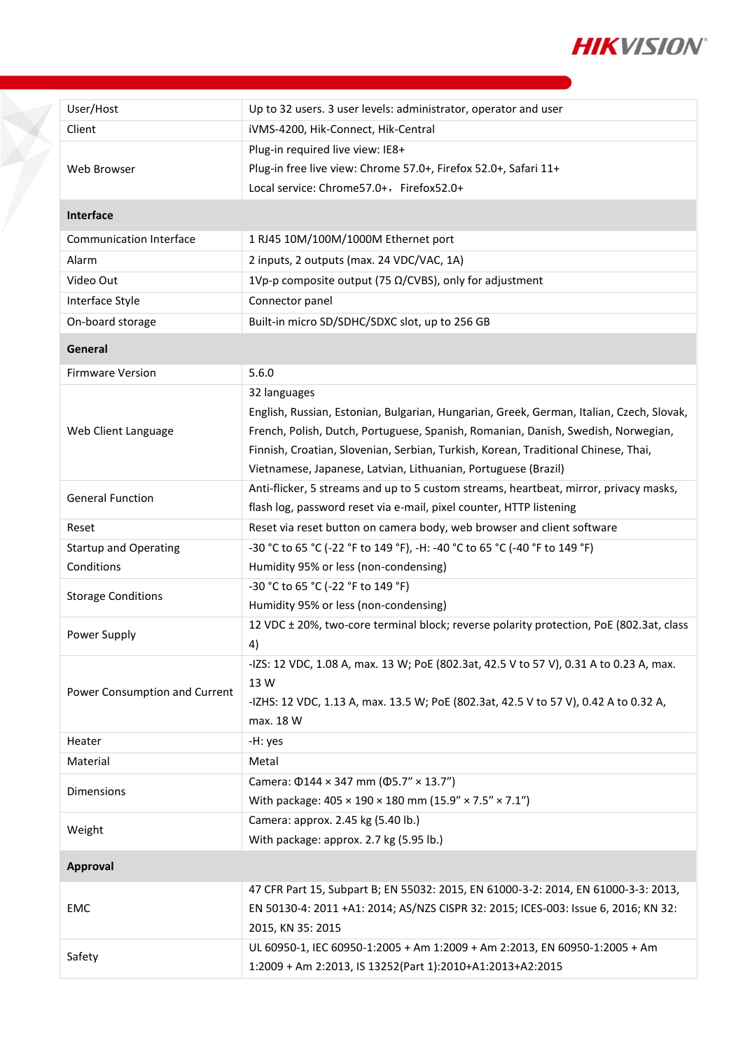| | |
|---|---|
| User/Host | Up to 32 users. 3 user levels: administrator, operator and user |
| Client | iVMS-4200, Hik-Connect, Hik-Central |
| Web Browser | Plug-in required live view: IE8+<br>Plug-in free live view: Chrome 57.0+, Firefox 52.0+, Safari 11+<br>Local service: Chrome57.0+，Firefox52.0+ |
| **Interface** | |
| Communication Interface | 1 RJ45 10M/100M/1000M Ethernet port |
| Alarm | 2 inputs, 2 outputs (max. 24 VDC/VAC, 1A) |
| Video Out | 1Vp-p composite output (75 Ω/CVBS), only for adjustment |
| Interface Style | Connector panel |
| On-board storage | Built-in micro SD/SDHC/SDXC slot, up to 256 GB |
| **General** | |
| Firmware Version | 5.6.0 |
| Web Client Language | 32 languages<br>English, Russian, Estonian, Bulgarian, Hungarian, Greek, German, Italian, Czech, Slovak, French, Polish, Dutch, Portuguese, Spanish, Romanian, Danish, Swedish, Norwegian, Finnish, Croatian, Slovenian, Serbian, Turkish, Korean, Traditional Chinese, Thai, Vietnamese, Japanese, Latvian, Lithuanian, Portuguese (Brazil) |
| General Function | Anti-flicker, 5 streams and up to 5 custom streams, heartbeat, mirror, privacy masks, flash log, password reset via e-mail, pixel counter, HTTP listening |
| Reset | Reset via reset button on camera body, web browser and client software |
| Startup and Operating Conditions | -30 °C to 65 °C (-22 °F to 149 °F), -H: -40 °C to 65 °C (-40 °F to 149 °F)<br>Humidity 95% or less (non-condensing) |
| Storage Conditions | -30 °C to 65 °C (-22 °F to 149 °F)<br>Humidity 95% or less (non-condensing) |
| Power Supply | 12 VDC ± 20%, two-core terminal block; reverse polarity protection, PoE (802.3at, class 4) |
| Power Consumption and Current | -IZS: 12 VDC, 1.08 A, max. 13 W; PoE (802.3at, 42.5 V to 57 V), 0.31 A to 0.23 A, max. 13 W<br>-IZHS: 12 VDC, 1.13 A, max. 13.5 W; PoE (802.3at, 42.5 V to 57 V), 0.42 A to 0.32 A, max. 18 W |
| Heater | -H: yes |
| Material | Metal |
| Dimensions | Camera: Φ144 × 347 mm (Φ5.7″ × 13.7″)<br>With package: 405 × 190 × 180 mm (15.9″ × 7.5″ × 7.1″) |
| Weight | Camera: approx. 2.45 kg (5.40 lb.)<br>With package: approx. 2.7 kg (5.95 lb.) |
| **Approval** | |
| EMC | 47 CFR Part 15, Subpart B; EN 55032: 2015, EN 61000-3-2: 2014, EN 61000-3-3: 2013, EN 50130-4: 2011 +A1: 2014; AS/NZS CISPR 32: 2015; ICES-003: Issue 6, 2016; KN 32: 2015, KN 35: 2015 |
| Safety | UL 60950-1, IEC 60950-1:2005 + Am 1:2009 + Am 2:2013, EN 60950-1:2005 + Am 1:2009 + Am 2:2013, IS 13252(Part 1):2010+A1:2013+A2:2015 |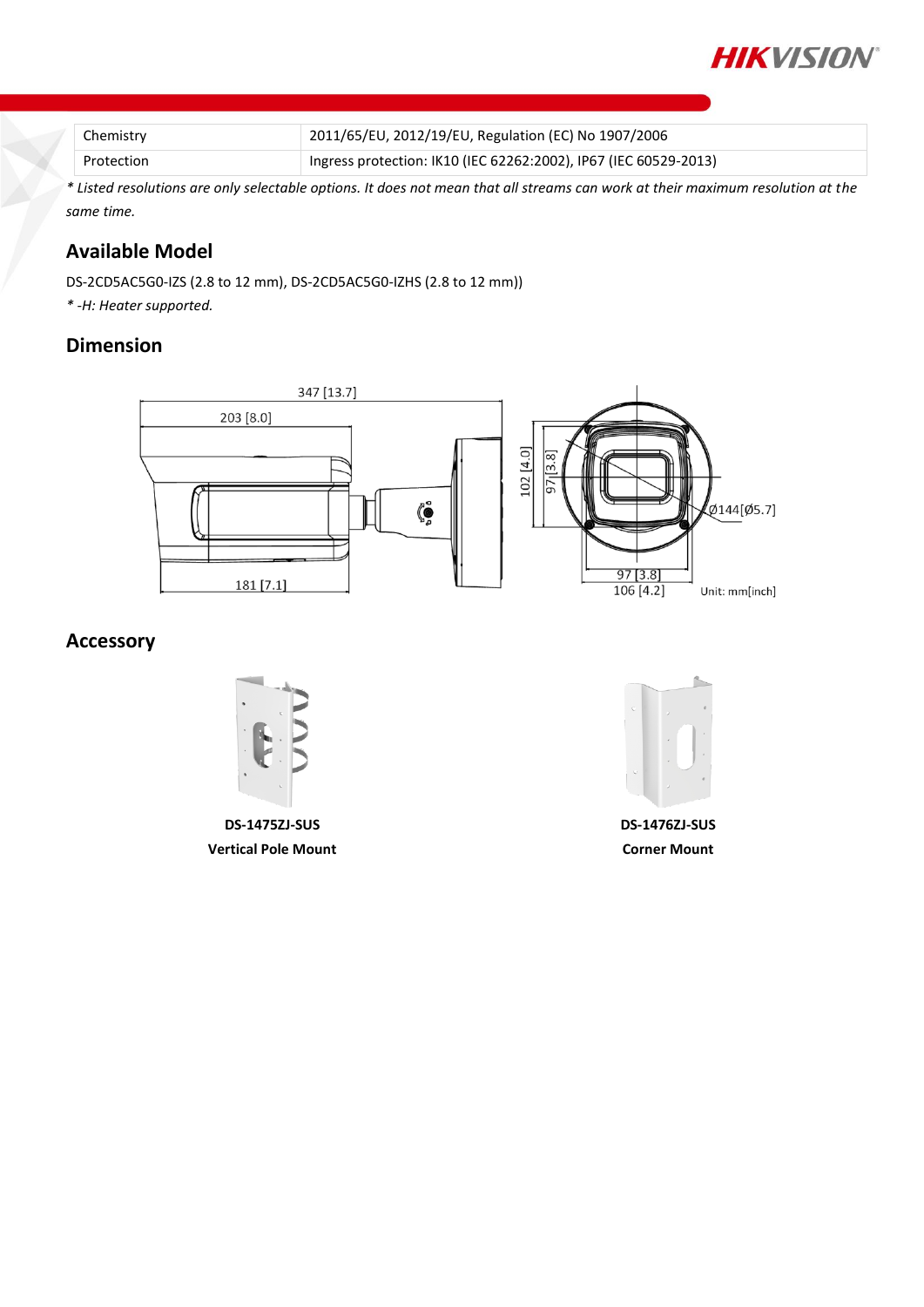| Chemistry | 2011/65/EU, 2012/19/EU, Regulation (EC) No 1907/2006 |
| --- | --- |
| Protection | Ingress protection: IK10 (IEC 62262:2002), IP67 (IEC 60529-2013) |

*\* Listed resolutions are only selectable options. It does not mean that all streams can work at their maximum resolution at the same time.*

## Available Model

DS-2CD5AC5G0-IZS (2.8 to 12 mm), DS-2CD5AC5G0-IZHS (2.8 to 12 mm))

*\* -H: Heater supported.*

## Dimension

347 [13.7]
203 [8.0]
181 [7.1]
102 [4.0]
97 [3.8]
Ø144[Ø5.7]
97 [3.8]
106 [4.2]
Unit: mm[inch]

## Accessory

**DS-1475ZJ-SUS**
**Vertical Pole Mount**

**DS-1476ZJ-SUS**
**Corner Mount**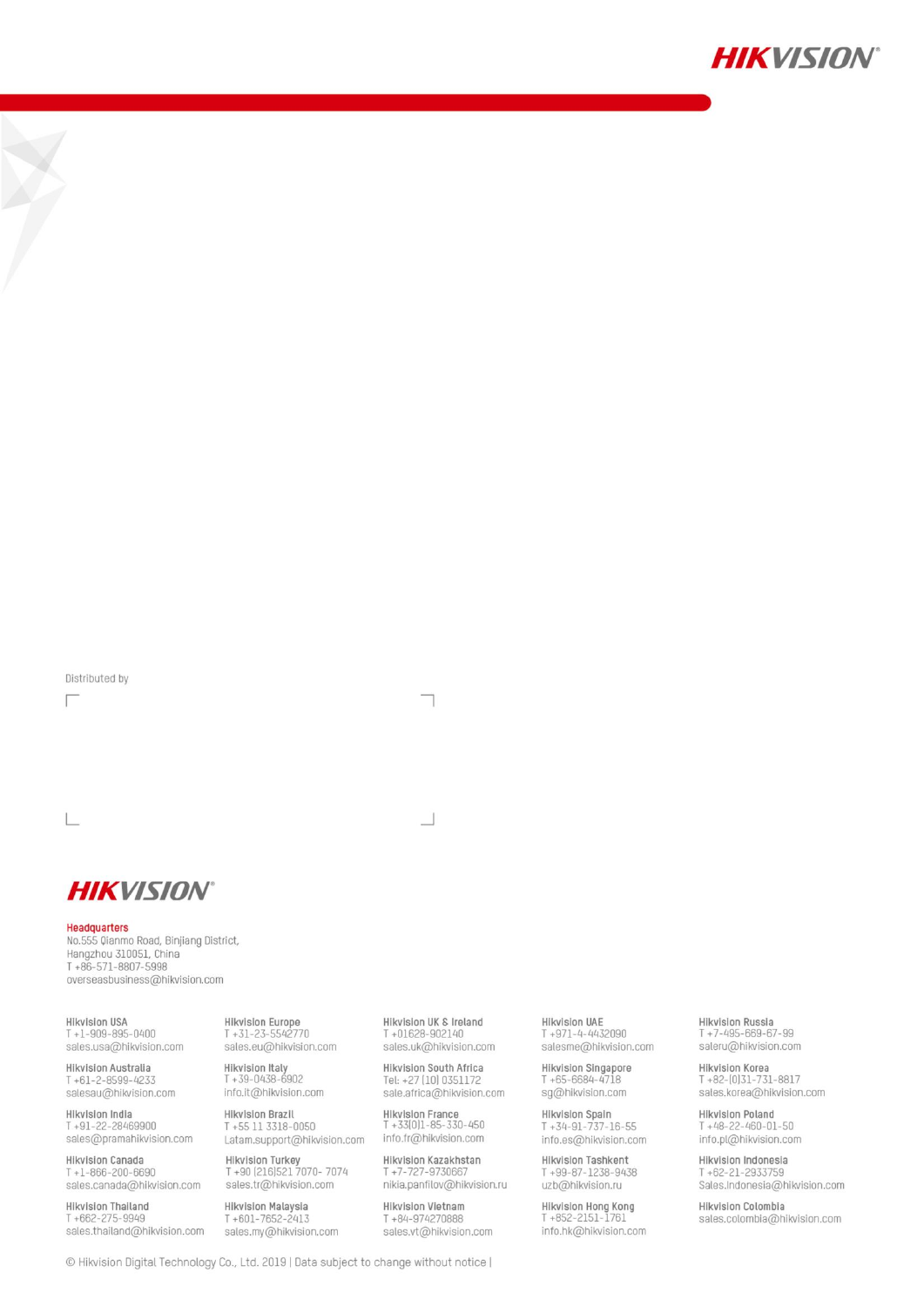Distributed by

**HIKVISION**

**Headquarters**
No.555 Qianmo Road, Binjiang District,
Hangzhou 310051, China
T +86-571-8807-5998
overseasbusiness@hikvision.com

**Hikvision USA**
T +1-909-895-0400
sales.usa@hikvision.com

**Hikvision Australia**
T +61-2-8599-4233
salesau@hikvision.com

**Hikvision India**
T +91-22-28469900
sales@pramahikvision.com

**Hikvision Canada**
T +1-866-200-6690
sales.canada@hikvision.com

**Hikvision Thailand**
T +662-275-9949
sales.thailand@hikvision.com

**Hikvision Europe**
T +31-23-5542770
sales.eu@hikvision.com

**Hikvision Italy**
T +39-0438-6902
info.it@hikvision.com

**Hikvision Brazil**
T +55 11 3318-0050
Latam.support@hikvision.com

**Hikvision Turkey**
T +90 (216)521 7070- 7074
sales.tr@hikvision.com

**Hikvision Malaysia**
T +601-7652-2413
sales.my@hikvision.com

**Hikvision UK & Ireland**
T +01628-902140
sales.uk@hikvision.com

**Hikvision South Africa**
Tel: +27 (10) 0351172
sale.africa@hikvision.com

**Hikvision France**
T +33(0)1-85-330-450
info.fr@hikvision.com

**Hikvision Kazakhstan**
T +7-727-9730667
nikia.panfilov@hikvision.ru

**Hikvision Vietnam**
T +84-974270688
sales.vt@hikvision.com

**Hikvision UAE**
T +971-4-4432090
salesme@hikvision.com

**Hikvision Singapore**
T +65-6684-4718
sg@hikvision.com

**Hikvision Spain**
T +34-91-737-16-55
info.es@hikvision.com

**Hikvision Tashkent**
T +99-87-1238-9438
uzb@hikvision.ru

**Hikvision Hong Kong**
T +852-2151-1761
info.hk@hikvision.com

**Hikvision Russia**
T +7-495-669-67-99
saleru@hikvision.com

**Hikvision Korea**
T +82-(0)31-731-8817
sales.korea@hikvision.com

**Hikvision Poland**
T +48-22-460-01-50
info.pl@hikvision.com

**Hikvision Indonesia**
T +62-21-2933759
Sales.Indonesia@hikvision.com

**Hikvision Colombia**
sales.colombia@hikvision.com

© Hikvision Digital Technology Co., Ltd. 2019 | Data subject to change without notice |